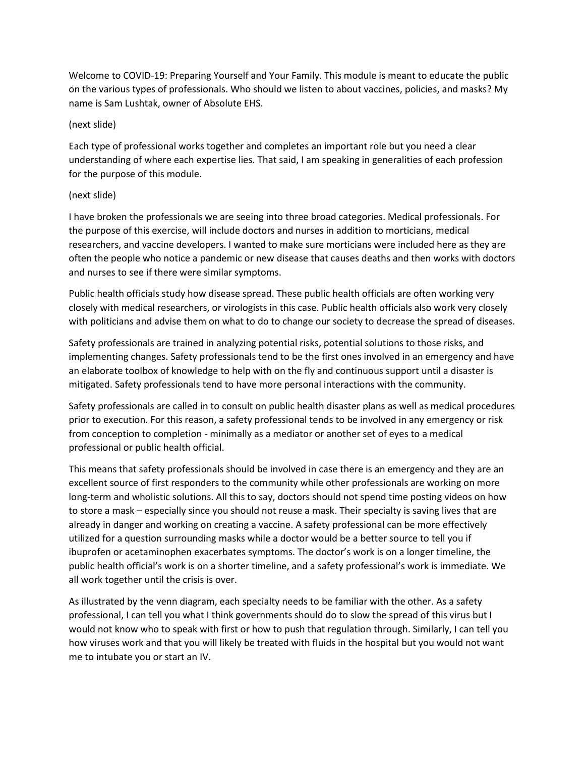Welcome to COVID-19: Preparing Yourself and Your Family. This module is meant to educate the public on the various types of professionals. Who should we listen to about vaccines, policies, and masks? My name is Sam Lushtak, owner of Absolute EHS.

(next slide)

Each type of professional works together and completes an important role but you need a clear understanding of where each expertise lies. That said, I am speaking in generalities of each profession for the purpose of this module.

(next slide)

I have broken the professionals we are seeing into three broad categories. Medical professionals. For the purpose of this exercise, will include doctors and nurses in addition to morticians, medical researchers, and vaccine developers. I wanted to make sure morticians were included here as they are often the people who notice a pandemic or new disease that causes deaths and then works with doctors and nurses to see if there were similar symptoms.

Public health officials study how disease spread. These public health officials are often working very closely with medical researchers, or virologists in this case. Public health officials also work very closely with politicians and advise them on what to do to change our society to decrease the spread of diseases.

Safety professionals are trained in analyzing potential risks, potential solutions to those risks, and implementing changes. Safety professionals tend to be the first ones involved in an emergency and have an elaborate toolbox of knowledge to help with on the fly and continuous support until a disaster is mitigated. Safety professionals tend to have more personal interactions with the community.

Safety professionals are called in to consult on public health disaster plans as well as medical procedures prior to execution. For this reason, a safety professional tends to be involved in any emergency or risk from conception to completion - minimally as a mediator or another set of eyes to a medical professional or public health official.

This means that safety professionals should be involved in case there is an emergency and they are an excellent source of first responders to the community while other professionals are working on more long-term and wholistic solutions. All this to say, doctors should not spend time posting videos on how to store a mask – especially since you should not reuse a mask. Their specialty is saving lives that are already in danger and working on creating a vaccine. A safety professional can be more effectively utilized for a question surrounding masks while a doctor would be a better source to tell you if ibuprofen or acetaminophen exacerbates symptoms. The doctor's work is on a longer timeline, the public health official's work is on a shorter timeline, and a safety professional's work is immediate. We all work together until the crisis is over.

As illustrated by the venn diagram, each specialty needs to be familiar with the other. As a safety professional, I can tell you what I think governments should do to slow the spread of this virus but I would not know who to speak with first or how to push that regulation through. Similarly, I can tell you how viruses work and that you will likely be treated with fluids in the hospital but you would not want me to intubate you or start an IV.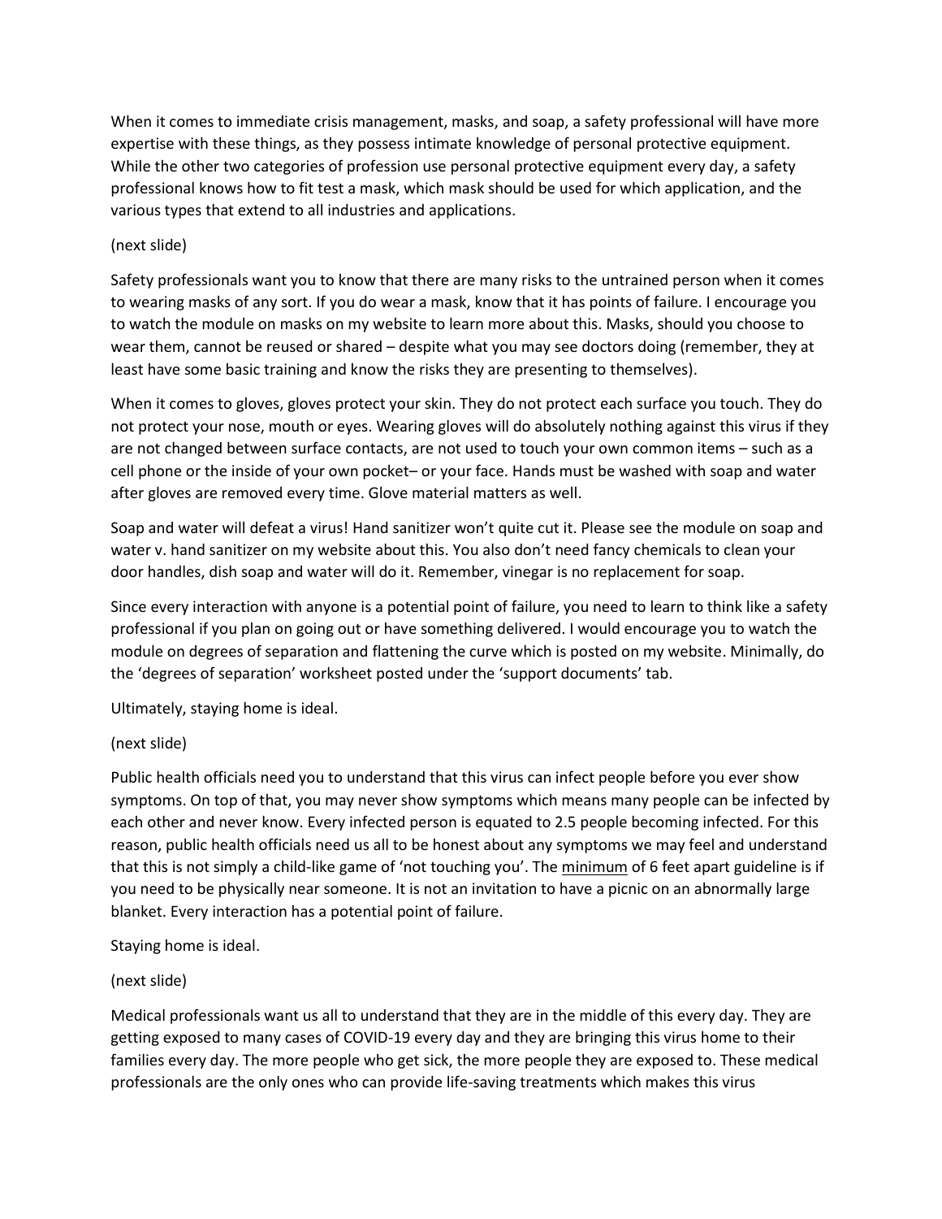When it comes to immediate crisis management, masks, and soap, a safety professional will have more expertise with these things, as they possess intimate knowledge of personal protective equipment. While the other two categories of profession use personal protective equipment every day, a safety professional knows how to fit test a mask, which mask should be used for which application, and the various types that extend to all industries and applications.

(next slide)

Safety professionals want you to know that there are many risks to the untrained person when it comes to wearing masks of any sort. If you do wear a mask, know that it has points of failure. I encourage you to watch the module on masks on my website to learn more about this. Masks, should you choose to wear them, cannot be reused or shared – despite what you may see doctors doing (remember, they at least have some basic training and know the risks they are presenting to themselves).

When it comes to gloves, gloves protect your skin. They do not protect each surface you touch. They do not protect your nose, mouth or eyes. Wearing gloves will do absolutely nothing against this virus if they are not changed between surface contacts, are not used to touch your own common items – such as a cell phone or the inside of your own pocket– or your face. Hands must be washed with soap and water after gloves are removed every time. Glove material matters as well.

Soap and water will defeat a virus! Hand sanitizer won't quite cut it. Please see the module on soap and water v. hand sanitizer on my website about this. You also don't need fancy chemicals to clean your door handles, dish soap and water will do it. Remember, vinegar is no replacement for soap.

Since every interaction with anyone is a potential point of failure, you need to learn to think like a safety professional if you plan on going out or have something delivered. I would encourage you to watch the module on degrees of separation and flattening the curve which is posted on my website. Minimally, do the 'degrees of separation' worksheet posted under the 'support documents' tab.

Ultimately, staying home is ideal.

(next slide)

Public health officials need you to understand that this virus can infect people before you ever show symptoms. On top of that, you may never show symptoms which means many people can be infected by each other and never know. Every infected person is equated to 2.5 people becoming infected. For this reason, public health officials need us all to be honest about any symptoms we may feel and understand that this is not simply a child-like game of 'not touching you'. The <u>minimum</u> of 6 feet apart guideline is if you need to be physically near someone. It is not an invitation to have a picnic on an abnormally large blanket. Every interaction has a potential point of failure.

Staying home is ideal.

(next slide)

Medical professionals want us all to understand that they are in the middle of this every day. They are getting exposed to many cases of COVID-19 every day and they are bringing this virus home to their families every day. The more people who get sick, the more people they are exposed to. These medical professionals are the only ones who can provide life-saving treatments which makes this virus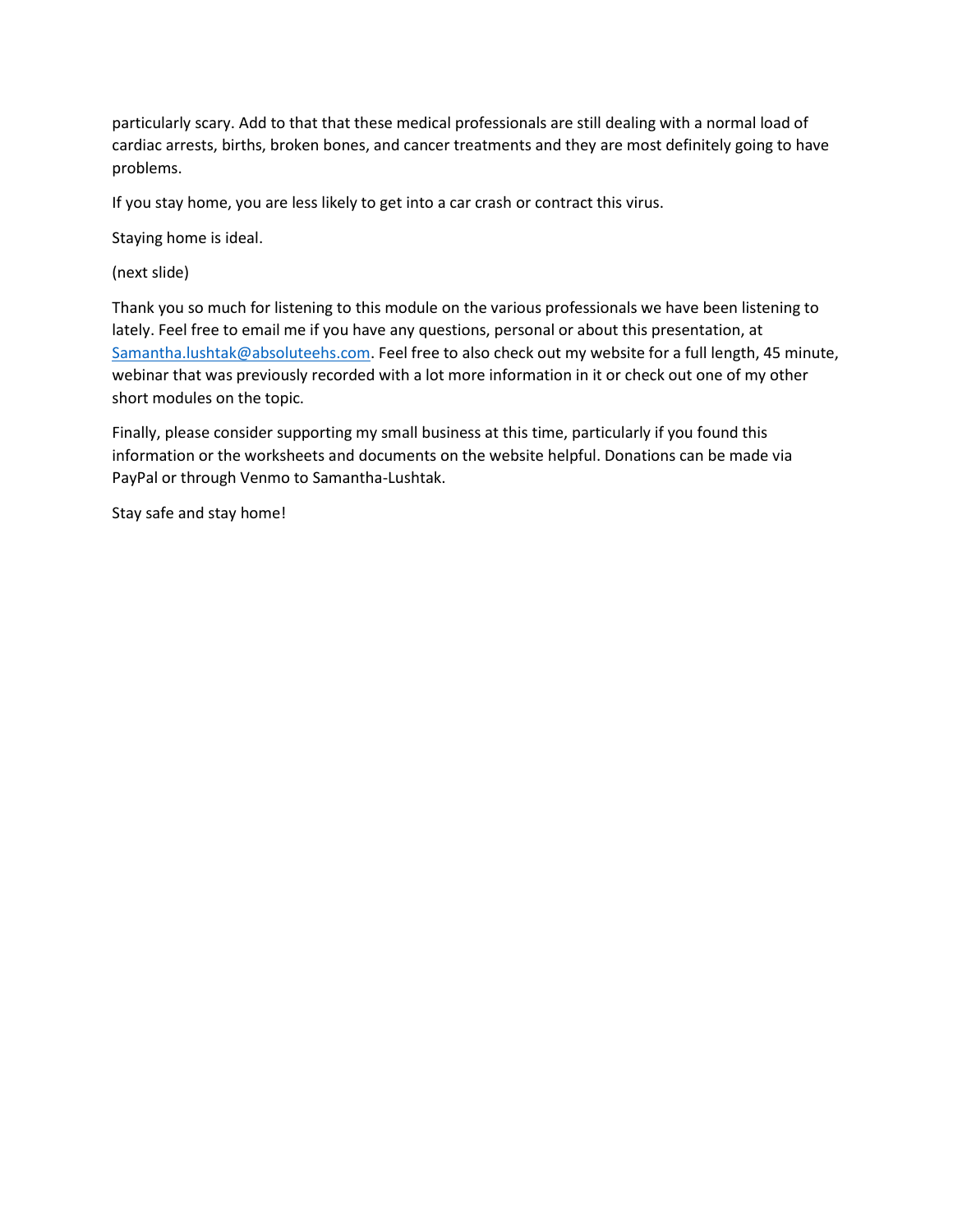particularly scary. Add to that that these medical professionals are still dealing with a normal load of cardiac arrests, births, broken bones, and cancer treatments and they are most definitely going to have problems.

If you stay home, you are less likely to get into a car crash or contract this virus.

Staying home is ideal.

(next slide)

Thank you so much for listening to this module on the various professionals we have been listening to lately. Feel free to email me if you have any questions, personal or about this presentation, at [Samantha.lushtak@absoluteehs.com](mailto:Samantha.lushtak@absoluteehs.com). Feel free to also check out my website for a full length, 45 minute, webinar that was previously recorded with a lot more information in it or check out one of my other short modules on the topic.

Finally, please consider supporting my small business at this time, particularly if you found this information or the worksheets and documents on the website helpful. Donations can be made via PayPal or through Venmo to Samantha-Lushtak.

Stay safe and stay home!